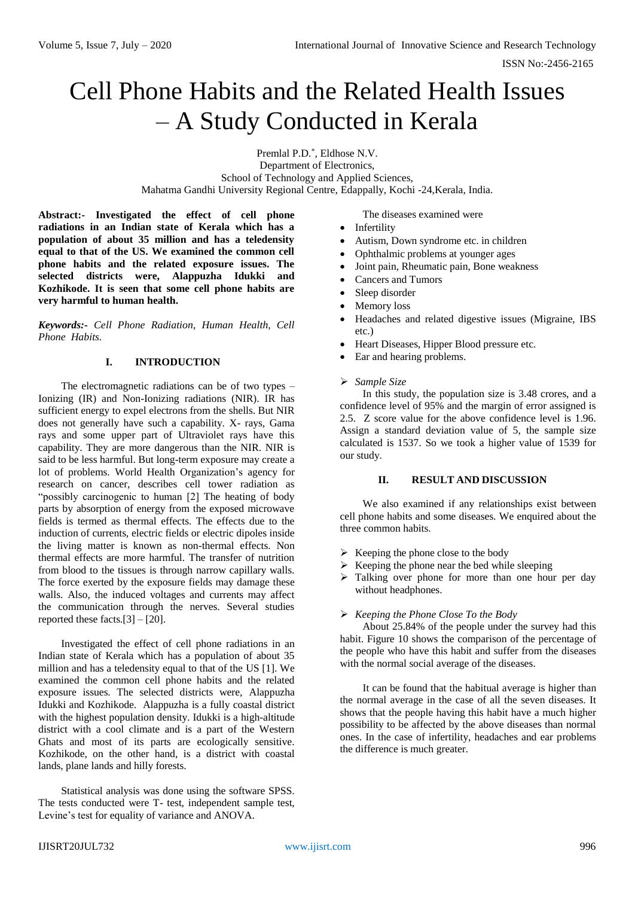# Cell Phone Habits and the Related Health Issues – A Study Conducted in Kerala

Premlal P.D.*, Eldhose N.V.
Department of Electronics,
School of Technology and Applied Sciences,
Mahatma Gandhi University Regional Centre, Edappally, Kochi -24,Kerala, India.

**Abstract:- Investigated the effect of cell phone radiations in an Indian state of Kerala which has a population of about 35 million and has a teledensity equal to that of the US. We examined the common cell phone habits and the related exposure issues. The selected districts were, Alappuzha Idukki and Kozhikode. It is seen that some cell phone habits are very harmful to human health.**

***Keywords:-** Cell Phone Radiation, Human Health, Cell Phone Habits.*

## I. INTRODUCTION

The electromagnetic radiations can be of two types – Ionizing (IR) and Non-Ionizing radiations (NIR). IR has sufficient energy to expel electrons from the shells. But NIR does not generally have such a capability. X- rays, Gama rays and some upper part of Ultraviolet rays have this capability. They are more dangerous than the NIR. NIR is said to be less harmful. But long-term exposure may create a lot of problems. World Health Organization's agency for research on cancer, describes cell tower radiation as "possibly carcinogenic to human [2] The heating of body parts by absorption of energy from the exposed microwave fields is termed as thermal effects. The effects due to the induction of currents, electric fields or electric dipoles inside the living matter is known as non-thermal effects. Non thermal effects are more harmful. The transfer of nutrition from blood to the tissues is through narrow capillary walls. The force exerted by the exposure fields may damage these walls. Also, the induced voltages and currents may affect the communication through the nerves. Several studies reported these facts.[3] – [20].

Investigated the effect of cell phone radiations in an Indian state of Kerala which has a population of about 35 million and has a teledensity equal to that of the US [1]. We examined the common cell phone habits and the related exposure issues. The selected districts were, Alappuzha Idukki and Kozhikode. Alappuzha is a fully coastal district with the highest population density. Idukki is a high-altitude district with a cool climate and is a part of the Western Ghats and most of its parts are ecologically sensitive. Kozhikode, on the other hand, is a district with coastal lands, plane lands and hilly forests.

Statistical analysis was done using the software SPSS. The tests conducted were T- test, independent sample test, Levine's test for equality of variance and ANOVA.

The diseases examined were

- Infertility
- Autism, Down syndrome etc. in children
- Ophthalmic problems at younger ages
- Joint pain, Rheumatic pain, Bone weakness
- Cancers and Tumors
- Sleep disorder
- Memory loss
- Headaches and related digestive issues (Migraine, IBS etc.)
- Heart Diseases, Hipper Blood pressure etc.
- Ear and hearing problems.

➢ *Sample Size*

In this study, the population size is 3.48 crores, and a confidence level of 95% and the margin of error assigned is 2.5. Z score value for the above confidence level is 1.96. Assign a standard deviation value of 5, the sample size calculated is 1537. So we took a higher value of 1539 for our study.

## II. RESULT AND DISCUSSION

We also examined if any relationships exist between cell phone habits and some diseases. We enquired about the three common habits.

- ➢ Keeping the phone close to the body
- ➢ Keeping the phone near the bed while sleeping
- ➢ Talking over phone for more than one hour per day without headphones.

➢ *Keeping the Phone Close To the Body*

About 25.84% of the people under the survey had this habit. Figure 10 shows the comparison of the percentage of the people who have this habit and suffer from the diseases with the normal social average of the diseases.

It can be found that the habitual average is higher than the normal average in the case of all the seven diseases. It shows that the people having this habit have a much higher possibility to be affected by the above diseases than normal ones. In the case of infertility, headaches and ear problems the difference is much greater.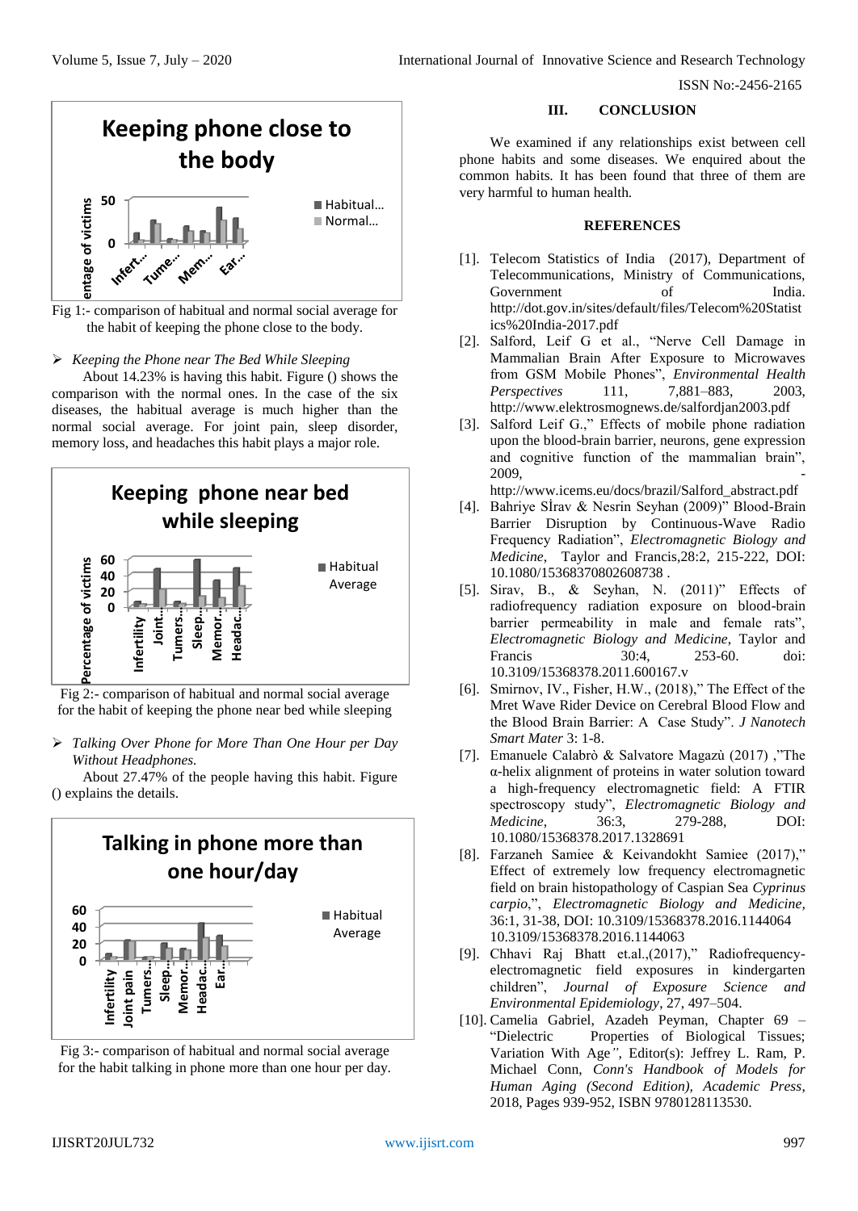Fig 1:- comparison of habitual and normal social average for the habit of keeping the phone close to the body.

- *Keeping the Phone near The Bed While Sleeping*

About 14.23% is having this habit. Figure () shows the comparison with the normal ones. In the case of the six diseases, the habitual average is much higher than the normal social average. For joint pain, sleep disorder, memory loss, and headaches this habit plays a major role.

Fig 2:- comparison of habitual and normal social average for the habit of keeping the phone near bed while sleeping

- *Talking Over Phone for More Than One Hour per Day Without Headphones.*

About 27.47% of the people having this habit. Figure () explains the details.

Fig 3:- comparison of habitual and normal social average for the habit talking in phone more than one hour per day.

### III. CONCLUSION

We examined if any relationships exist between cell phone habits and some diseases. We enquired about the common habits. It has been found that three of them are very harmful to human health.

### REFERENCES

[1]. Telecom Statistics of India (2017), Department of Telecommunications, Ministry of Communications, Government of India. http://dot.gov.in/sites/default/files/Telecom%20Statistics%20India-2017.pdf

[2]. Salford, Leif G et al., "Nerve Cell Damage in Mammalian Brain After Exposure to Microwaves from GSM Mobile Phones", *Environmental Health Perspectives* 111, 7,881–883, 2003, http://www.elektrosmognews.de/salfordjan2003.pdf

[3]. Salford Leif G.," Effects of mobile phone radiation upon the blood-brain barrier, neurons, gene expression and cognitive function of the mammalian brain", 2009, - http://www.icems.eu/docs/brazil/Salford_abstract.pdf

[4]. Bahriye Sİrav & Nesrin Seyhan (2009)" Blood-Brain Barrier Disruption by Continuous-Wave Radio Frequency Radiation", *Electromagnetic Biology and Medicine*, Taylor and Francis,28:2, 215-222, DOI: 10.1080/15368370802608738 .

[5]. Sirav, B., & Seyhan, N. (2011)" Effects of radiofrequency radiation exposure on blood-brain barrier permeability in male and female rats", *Electromagnetic Biology and Medicine*, Taylor and Francis 30:4, 253-60. doi: 10.3109/15368378.2011.600167.v

[6]. Smirnov, IV., Fisher, H.W., (2018)," The Effect of the Mret Wave Rider Device on Cerebral Blood Flow and the Blood Brain Barrier: A Case Study". *J Nanotech Smart Mater* 3: 1-8.

[7]. Emanuele Calabrò & Salvatore Magazù (2017) ,"The α-helix alignment of proteins in water solution toward a high-frequency electromagnetic field: A FTIR spectroscopy study", *Electromagnetic Biology and Medicine*, 36:3, 279-288, DOI: 10.1080/15368378.2017.1328691

[8]. Farzaneh Samiee & Keivandokht Samiee (2017)," Effect of extremely low frequency electromagnetic field on brain histopathology of Caspian Sea *Cyprinus carpio*,", *Electromagnetic Biology and Medicine*, 36:1, 31-38, DOI: 10.3109/15368378.2016.1144064 10.3109/15368378.2016.1144063

[9]. Chhavi Raj Bhatt et.al.,(2017)," Radiofrequency-electromagnetic field exposures in kindergarten children", *Journal of Exposure Science and Environmental Epidemiology*, 27, 497–504.

[10]. Camelia Gabriel, Azadeh Peyman, Chapter 69 – "Dielectric Properties of Biological Tissues; Variation With Age", Editor(s): Jeffrey L. Ram, P. Michael Conn, *Conn's Handbook of Models for Human Aging (Second Edition), Academic Press*, 2018, Pages 939-952, ISBN 9780128113530.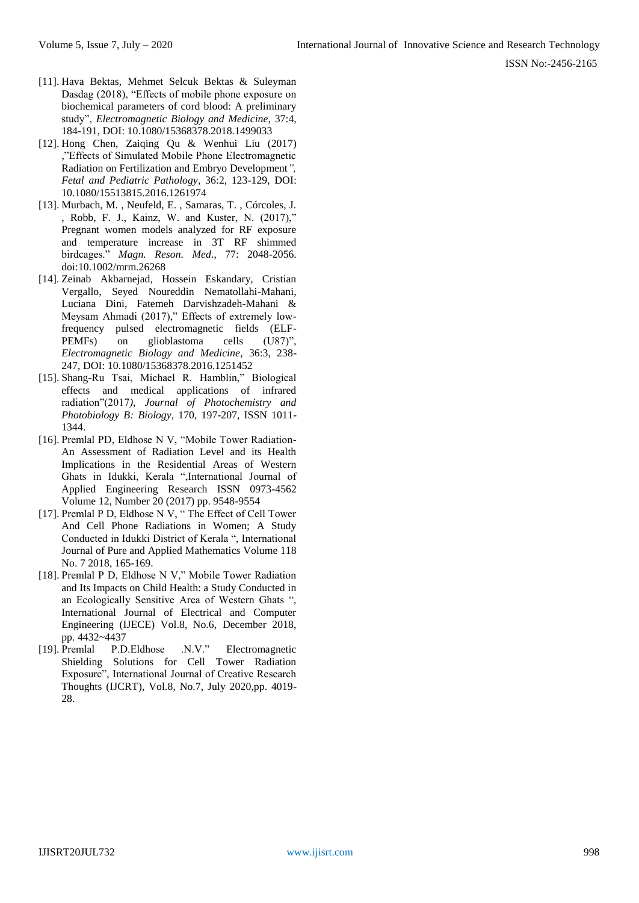- [11]. Hava Bektas, Mehmet Selcuk Bektas & Suleyman Dasdag (2018), "Effects of mobile phone exposure on biochemical parameters of cord blood: A preliminary study", *Electromagnetic Biology and Medicine*, 37:4, 184-191, DOI: 10.1080/15368378.2018.1499033
- [12]. Hong Chen, Zaiqing Qu & Wenhui Liu (2017) ,"Effects of Simulated Mobile Phone Electromagnetic Radiation on Fertilization and Embryo Development*", Fetal and Pediatric Pathology*, 36:2, 123-129, DOI: 10.1080/15513815.2016.1261974
- [13]. Murbach, M. , Neufeld, E. , Samaras, T. , Córcoles, J. , Robb, F. J., Kainz, W. and Kuster, N. (2017)," Pregnant women models analyzed for RF exposure and temperature increase in 3T RF shimmed birdcages." *Magn. Reson. Med*., 77: 2048-2056. doi:10.1002/mrm.26268
- [14]. Zeinab Akbarnejad, Hossein Eskandary, Cristian Vergallo, Seyed Noureddin Nematollahi-Mahani, Luciana Dini, Fatemeh Darvishzadeh-Mahani & Meysam Ahmadi (2017)," Effects of extremely low-frequency pulsed electromagnetic fields (ELF-PEMFs) on glioblastoma cells (U87)", *Electromagnetic Biology and Medicine*, 36:3, 238-247, DOI: 10.1080/15368378.2016.1251452
- [15]. Shang-Ru Tsai, Michael R. Hamblin," Biological effects and medical applications of infrared radiation"(2017*), Journal of Photochemistry and Photobiology B: Biology*, 170, 197-207, ISSN 1011-1344.
- [16]. Premlal PD, Eldhose N V, "Mobile Tower Radiation-An Assessment of Radiation Level and its Health Implications in the Residential Areas of Western Ghats in Idukki, Kerala ",International Journal of Applied Engineering Research ISSN 0973-4562 Volume 12, Number 20 (2017) pp. 9548-9554
- [17]. Premlal P D, Eldhose N V, " The Effect of Cell Tower And Cell Phone Radiations in Women; A Study Conducted in Idukki District of Kerala ", International Journal of Pure and Applied Mathematics Volume 118 No. 7 2018, 165-169.
- [18]. Premlal P D, Eldhose N V," Mobile Tower Radiation and Its Impacts on Child Health: a Study Conducted in an Ecologically Sensitive Area of Western Ghats ", International Journal of Electrical and Computer Engineering (IJECE) Vol.8, No.6, December 2018, pp. 4432~4437
- [19]. Premlal P.D.Eldhose .N.V." Electromagnetic Shielding Solutions for Cell Tower Radiation Exposure", International Journal of Creative Research Thoughts (IJCRT), Vol.8, No.7, July 2020,pp. 4019-28.